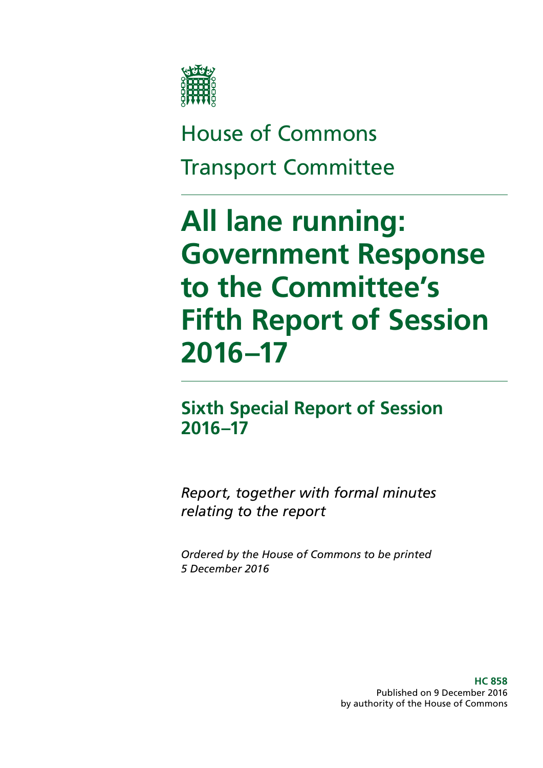House of Commons

Transport Committee

# All lane running: Government Response to the Committee's Fifth Report of Session 2016–17

## Sixth Special Report of Session 2016–17

*Report, together with formal minutes relating to the report*

*Ordered by the House of Commons to be printed 5 December 2016*

**HC 858**
Published on 9 December 2016
by authority of the House of Commons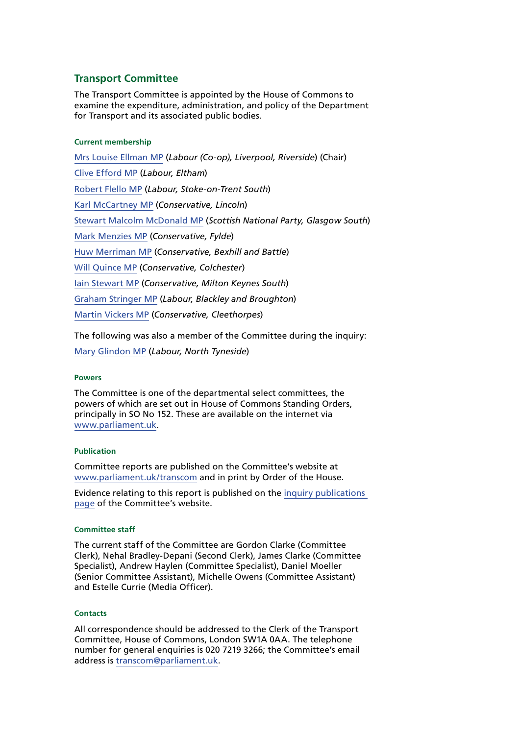## Transport Committee

The Transport Committee is appointed by the House of Commons to examine the expenditure, administration, and policy of the Department for Transport and its associated public bodies.

### Current membership

Mrs Louise Ellman MP (*Labour (Co-op), Liverpool, Riverside*) (Chair)

Clive Efford MP (*Labour, Eltham*)

Robert Flello MP (*Labour, Stoke-on-Trent South*)

Karl McCartney MP (*Conservative, Lincoln*)

Stewart Malcolm McDonald MP (*Scottish National Party, Glasgow South*)

Mark Menzies MP (*Conservative, Fylde*)

Huw Merriman MP (*Conservative, Bexhill and Battle*)

Will Quince MP (*Conservative, Colchester*)

Iain Stewart MP (*Conservative, Milton Keynes South*)

Graham Stringer MP (*Labour, Blackley and Broughton*)

Martin Vickers MP (*Conservative, Cleethorpes*)

The following was also a member of the Committee during the inquiry:

Mary Glindon MP (*Labour, North Tyneside*)

### Powers

The Committee is one of the departmental select committees, the powers of which are set out in House of Commons Standing Orders, principally in SO No 152. These are available on the internet via www.parliament.uk.

### Publication

Committee reports are published on the Committee's website at www.parliament.uk/transcom and in print by Order of the House.

Evidence relating to this report is published on the inquiry publications page of the Committee's website.

### Committee staff

The current staff of the Committee are Gordon Clarke (Committee Clerk), Nehal Bradley-Depani (Second Clerk), James Clarke (Committee Specialist), Andrew Haylen (Committee Specialist), Daniel Moeller (Senior Committee Assistant), Michelle Owens (Committee Assistant) and Estelle Currie (Media Officer).

### Contacts

All correspondence should be addressed to the Clerk of the Transport Committee, House of Commons, London SW1A 0AA. The telephone number for general enquiries is 020 7219 3266; the Committee's email address is transcom@parliament.uk.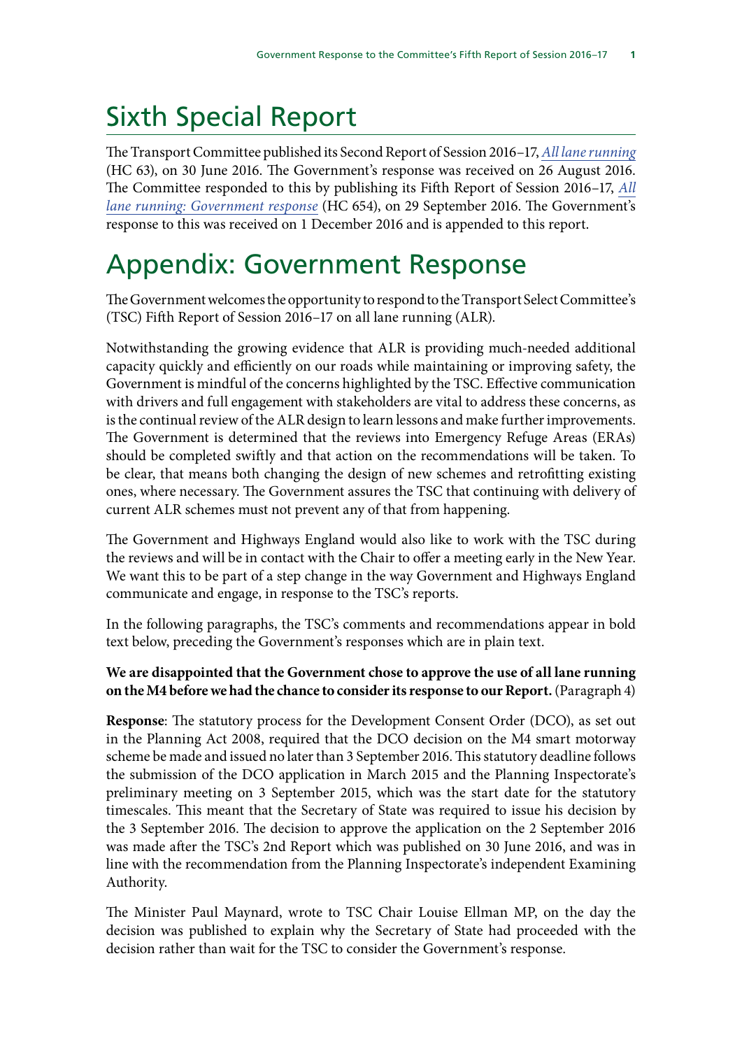# Sixth Special Report

The Transport Committee published its Second Report of Session 2016–17, *All lane running* (HC 63), on 30 June 2016. The Government's response was received on 26 August 2016. The Committee responded to this by publishing its Fifth Report of Session 2016–17, *All lane running: Government response* (HC 654), on 29 September 2016. The Government's response to this was received on 1 December 2016 and is appended to this report.

# Appendix: Government Response

The Government welcomes the opportunity to respond to the Transport Select Committee's (TSC) Fifth Report of Session 2016–17 on all lane running (ALR).

Notwithstanding the growing evidence that ALR is providing much-needed additional capacity quickly and efficiently on our roads while maintaining or improving safety, the Government is mindful of the concerns highlighted by the TSC. Effective communication with drivers and full engagement with stakeholders are vital to address these concerns, as is the continual review of the ALR design to learn lessons and make further improvements. The Government is determined that the reviews into Emergency Refuge Areas (ERAs) should be completed swiftly and that action on the recommendations will be taken. To be clear, that means both changing the design of new schemes and retrofitting existing ones, where necessary. The Government assures the TSC that continuing with delivery of current ALR schemes must not prevent any of that from happening.

The Government and Highways England would also like to work with the TSC during the reviews and will be in contact with the Chair to offer a meeting early in the New Year. We want this to be part of a step change in the way Government and Highways England communicate and engage, in response to the TSC's reports.

In the following paragraphs, the TSC's comments and recommendations appear in bold text below, preceding the Government's responses which are in plain text.

**We are disappointed that the Government chose to approve the use of all lane running on the M4 before we had the chance to consider its response to our Report.** (Paragraph 4)

**Response**: The statutory process for the Development Consent Order (DCO), as set out in the Planning Act 2008, required that the DCO decision on the M4 smart motorway scheme be made and issued no later than 3 September 2016. This statutory deadline follows the submission of the DCO application in March 2015 and the Planning Inspectorate's preliminary meeting on 3 September 2015, which was the start date for the statutory timescales. This meant that the Secretary of State was required to issue his decision by the 3 September 2016. The decision to approve the application on the 2 September 2016 was made after the TSC's 2nd Report which was published on 30 June 2016, and was in line with the recommendation from the Planning Inspectorate's independent Examining Authority.

The Minister Paul Maynard, wrote to TSC Chair Louise Ellman MP, on the day the decision was published to explain why the Secretary of State had proceeded with the decision rather than wait for the TSC to consider the Government's response.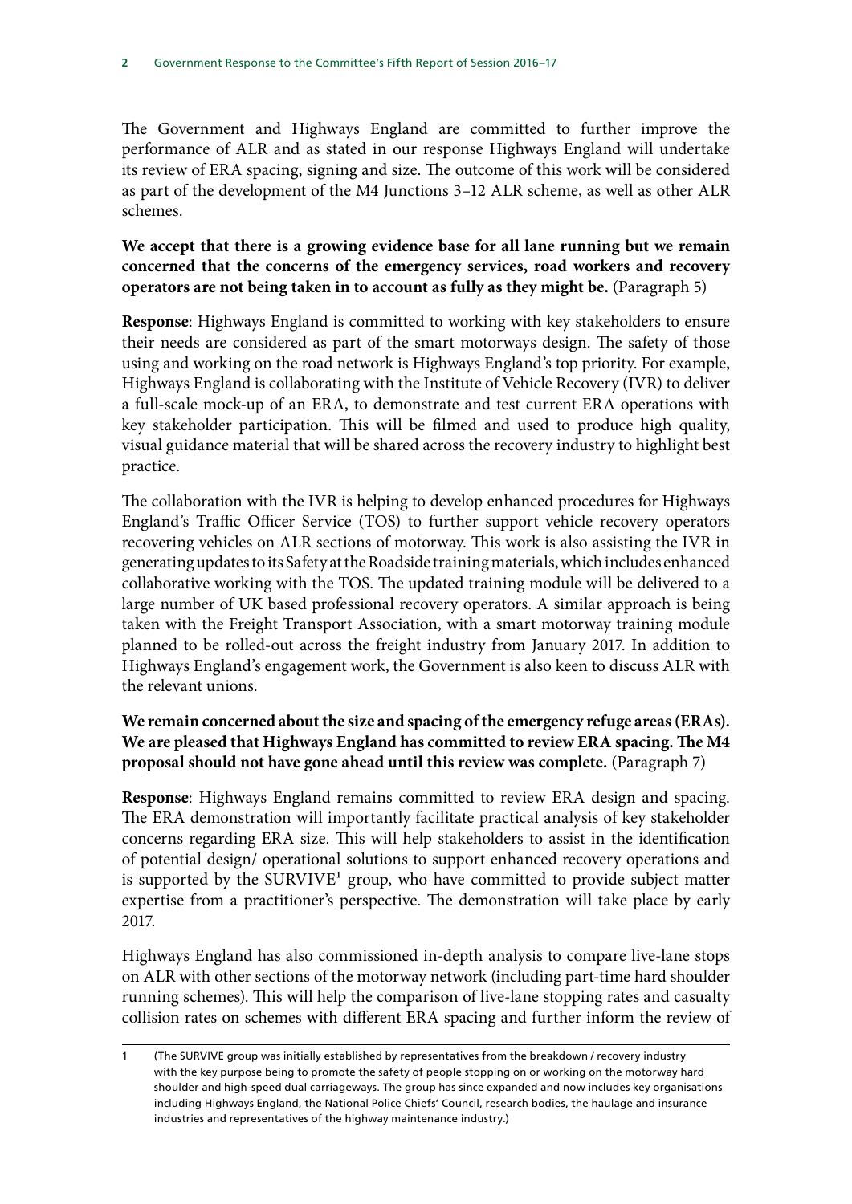The Government and Highways England are committed to further improve the performance of ALR and as stated in our response Highways England will undertake its review of ERA spacing, signing and size. The outcome of this work will be considered as part of the development of the M4 Junctions 3–12 ALR scheme, as well as other ALR schemes.

**We accept that there is a growing evidence base for all lane running but we remain concerned that the concerns of the emergency services, road workers and recovery operators are not being taken in to account as fully as they might be.** (Paragraph 5)

**Response**: Highways England is committed to working with key stakeholders to ensure their needs are considered as part of the smart motorways design. The safety of those using and working on the road network is Highways England's top priority. For example, Highways England is collaborating with the Institute of Vehicle Recovery (IVR) to deliver a full-scale mock-up of an ERA, to demonstrate and test current ERA operations with key stakeholder participation. This will be filmed and used to produce high quality, visual guidance material that will be shared across the recovery industry to highlight best practice.

The collaboration with the IVR is helping to develop enhanced procedures for Highways England's Traffic Officer Service (TOS) to further support vehicle recovery operators recovering vehicles on ALR sections of motorway. This work is also assisting the IVR in generating updates to its Safety at the Roadside training materials, which includes enhanced collaborative working with the TOS. The updated training module will be delivered to a large number of UK based professional recovery operators. A similar approach is being taken with the Freight Transport Association, with a smart motorway training module planned to be rolled-out across the freight industry from January 2017. In addition to Highways England's engagement work, the Government is also keen to discuss ALR with the relevant unions.

**We remain concerned about the size and spacing of the emergency refuge areas (ERAs). We are pleased that Highways England has committed to review ERA spacing. The M4 proposal should not have gone ahead until this review was complete.** (Paragraph 7)

**Response**: Highways England remains committed to review ERA design and spacing. The ERA demonstration will importantly facilitate practical analysis of key stakeholder concerns regarding ERA size. This will help stakeholders to assist in the identification of potential design/ operational solutions to support enhanced recovery operations and is supported by the SURVIVE[1] group, who have committed to provide subject matter expertise from a practitioner's perspective. The demonstration will take place by early 2017.

Highways England has also commissioned in-depth analysis to compare live-lane stops on ALR with other sections of the motorway network (including part-time hard shoulder running schemes). This will help the comparison of live-lane stopping rates and casualty collision rates on schemes with different ERA spacing and further inform the review of

---

1 (The SURVIVE group was initially established by representatives from the breakdown / recovery industry with the key purpose being to promote the safety of people stopping on or working on the motorway hard shoulder and high-speed dual carriageways. The group has since expanded and now includes key organisations including Highways England, the National Police Chiefs' Council, research bodies, the haulage and insurance industries and representatives of the highway maintenance industry.)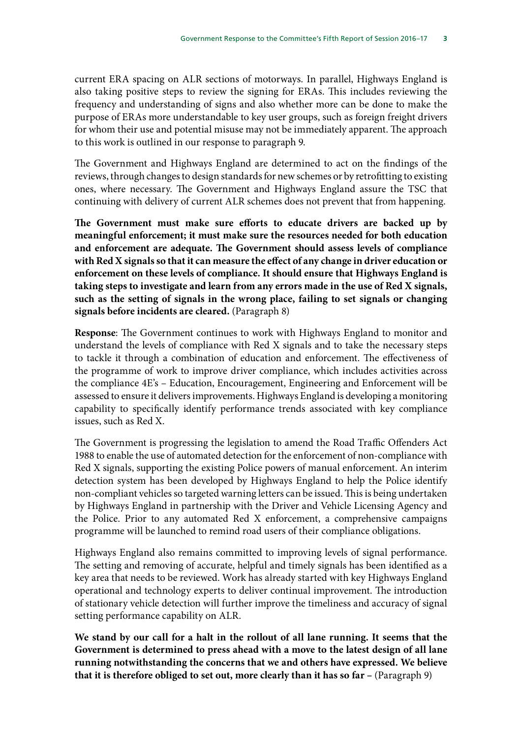current ERA spacing on ALR sections of motorways. In parallel, Highways England is also taking positive steps to review the signing for ERAs. This includes reviewing the frequency and understanding of signs and also whether more can be done to make the purpose of ERAs more understandable to key user groups, such as foreign freight drivers for whom their use and potential misuse may not be immediately apparent. The approach to this work is outlined in our response to paragraph 9.

The Government and Highways England are determined to act on the findings of the reviews, through changes to design standards for new schemes or by retrofitting to existing ones, where necessary. The Government and Highways England assure the TSC that continuing with delivery of current ALR schemes does not prevent that from happening.

**The Government must make sure efforts to educate drivers are backed up by meaningful enforcement; it must make sure the resources needed for both education and enforcement are adequate. The Government should assess levels of compliance with Red X signals so that it can measure the effect of any change in driver education or enforcement on these levels of compliance. It should ensure that Highways England is taking steps to investigate and learn from any errors made in the use of Red X signals, such as the setting of signals in the wrong place, failing to set signals or changing signals before incidents are cleared.** (Paragraph 8)

**Response**: The Government continues to work with Highways England to monitor and understand the levels of compliance with Red X signals and to take the necessary steps to tackle it through a combination of education and enforcement. The effectiveness of the programme of work to improve driver compliance, which includes activities across the compliance 4E's – Education, Encouragement, Engineering and Enforcement will be assessed to ensure it delivers improvements. Highways England is developing a monitoring capability to specifically identify performance trends associated with key compliance issues, such as Red X.

The Government is progressing the legislation to amend the Road Traffic Offenders Act 1988 to enable the use of automated detection for the enforcement of non-compliance with Red X signals, supporting the existing Police powers of manual enforcement. An interim detection system has been developed by Highways England to help the Police identify non-compliant vehicles so targeted warning letters can be issued. This is being undertaken by Highways England in partnership with the Driver and Vehicle Licensing Agency and the Police. Prior to any automated Red X enforcement, a comprehensive campaigns programme will be launched to remind road users of their compliance obligations.

Highways England also remains committed to improving levels of signal performance. The setting and removing of accurate, helpful and timely signals has been identified as a key area that needs to be reviewed. Work has already started with key Highways England operational and technology experts to deliver continual improvement. The introduction of stationary vehicle detection will further improve the timeliness and accuracy of signal setting performance capability on ALR.

**We stand by our call for a halt in the rollout of all lane running. It seems that the Government is determined to press ahead with a move to the latest design of all lane running notwithstanding the concerns that we and others have expressed. We believe that it is therefore obliged to set out, more clearly than it has so far –** (Paragraph 9)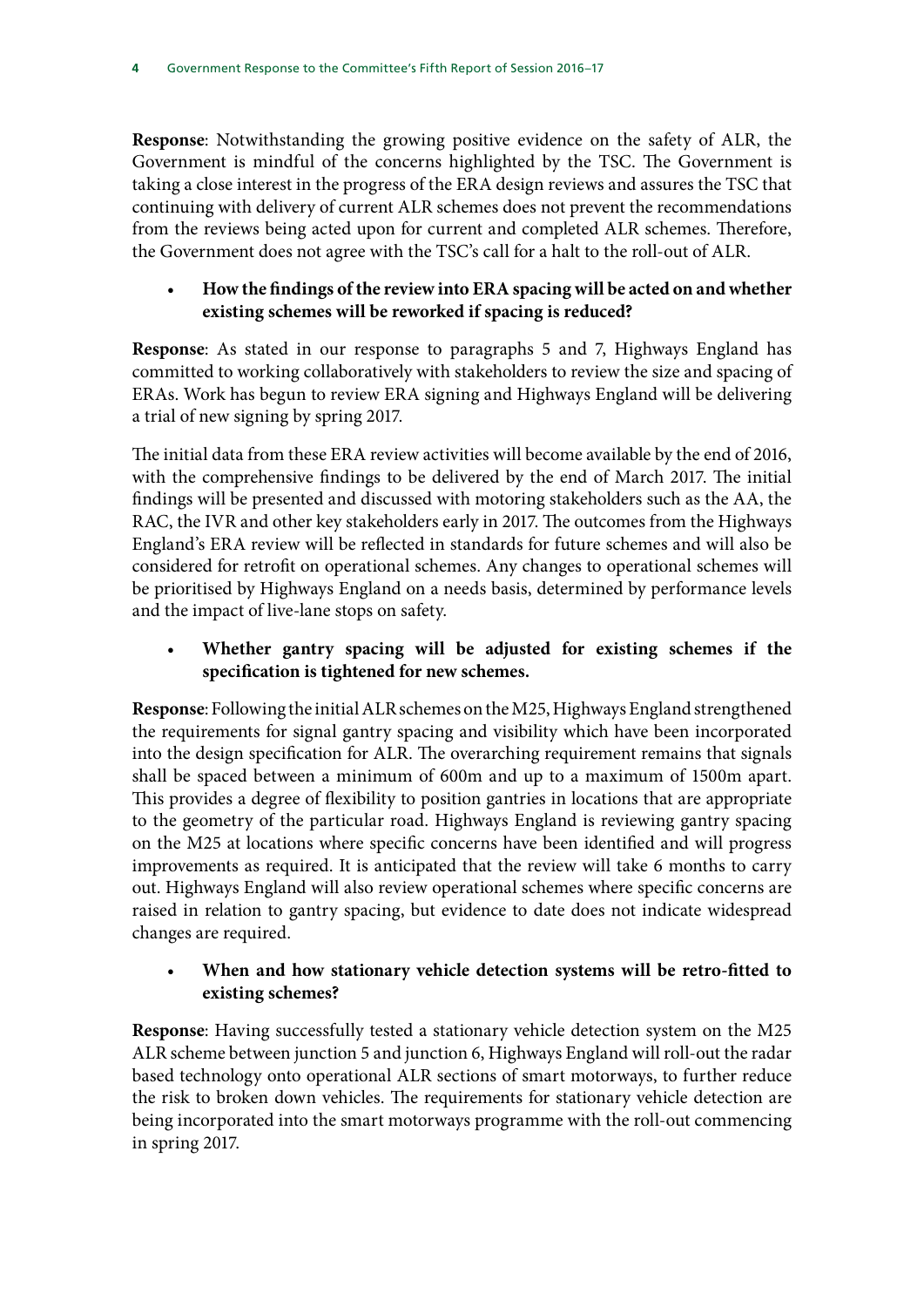**Response**: Notwithstanding the growing positive evidence on the safety of ALR, the Government is mindful of the concerns highlighted by the TSC. The Government is taking a close interest in the progress of the ERA design reviews and assures the TSC that continuing with delivery of current ALR schemes does not prevent the recommendations from the reviews being acted upon for current and completed ALR schemes. Therefore, the Government does not agree with the TSC's call for a halt to the roll-out of ALR.

- **How the findings of the review into ERA spacing will be acted on and whether existing schemes will be reworked if spacing is reduced?**

**Response**: As stated in our response to paragraphs 5 and 7, Highways England has committed to working collaboratively with stakeholders to review the size and spacing of ERAs. Work has begun to review ERA signing and Highways England will be delivering a trial of new signing by spring 2017.

The initial data from these ERA review activities will become available by the end of 2016, with the comprehensive findings to be delivered by the end of March 2017. The initial findings will be presented and discussed with motoring stakeholders such as the AA, the RAC, the IVR and other key stakeholders early in 2017. The outcomes from the Highways England's ERA review will be reflected in standards for future schemes and will also be considered for retrofit on operational schemes. Any changes to operational schemes will be prioritised by Highways England on a needs basis, determined by performance levels and the impact of live-lane stops on safety.

- **Whether gantry spacing will be adjusted for existing schemes if the specification is tightened for new schemes.**

**Response**: Following the initial ALR schemes on the M25, Highways England strengthened the requirements for signal gantry spacing and visibility which have been incorporated into the design specification for ALR. The overarching requirement remains that signals shall be spaced between a minimum of 600m and up to a maximum of 1500m apart. This provides a degree of flexibility to position gantries in locations that are appropriate to the geometry of the particular road. Highways England is reviewing gantry spacing on the M25 at locations where specific concerns have been identified and will progress improvements as required. It is anticipated that the review will take 6 months to carry out. Highways England will also review operational schemes where specific concerns are raised in relation to gantry spacing, but evidence to date does not indicate widespread changes are required.

- **When and how stationary vehicle detection systems will be retro-fitted to existing schemes?**

**Response**: Having successfully tested a stationary vehicle detection system on the M25 ALR scheme between junction 5 and junction 6, Highways England will roll-out the radar based technology onto operational ALR sections of smart motorways, to further reduce the risk to broken down vehicles. The requirements for stationary vehicle detection are being incorporated into the smart motorways programme with the roll-out commencing in spring 2017.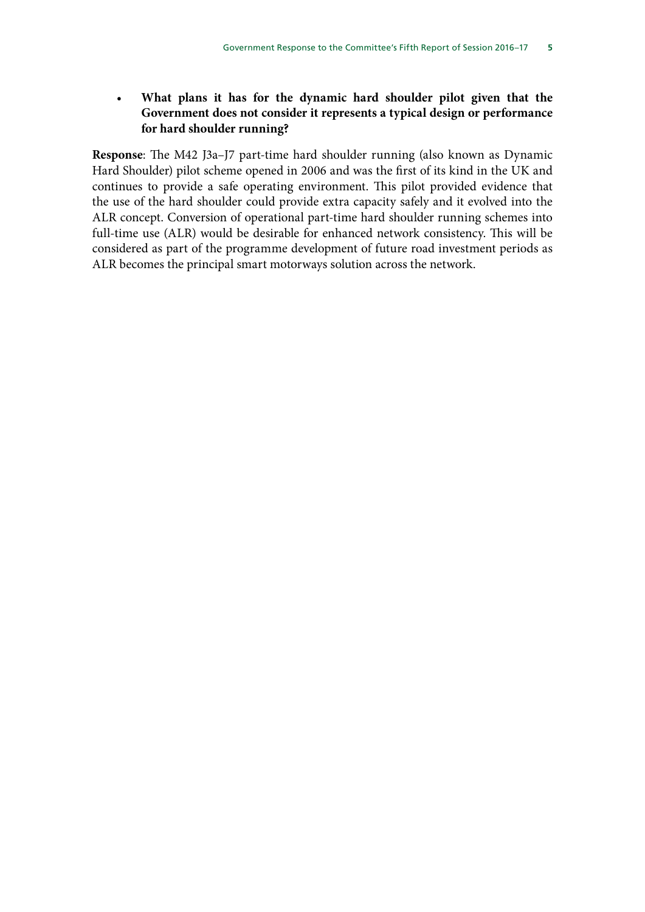- **What plans it has for the dynamic hard shoulder pilot given that the Government does not consider it represents a typical design or performance for hard shoulder running?**

**Response**: The M42 J3a–J7 part-time hard shoulder running (also known as Dynamic Hard Shoulder) pilot scheme opened in 2006 and was the first of its kind in the UK and continues to provide a safe operating environment. This pilot provided evidence that the use of the hard shoulder could provide extra capacity safely and it evolved into the ALR concept. Conversion of operational part-time hard shoulder running schemes into full-time use (ALR) would be desirable for enhanced network consistency. This will be considered as part of the programme development of future road investment periods as ALR becomes the principal smart motorways solution across the network.